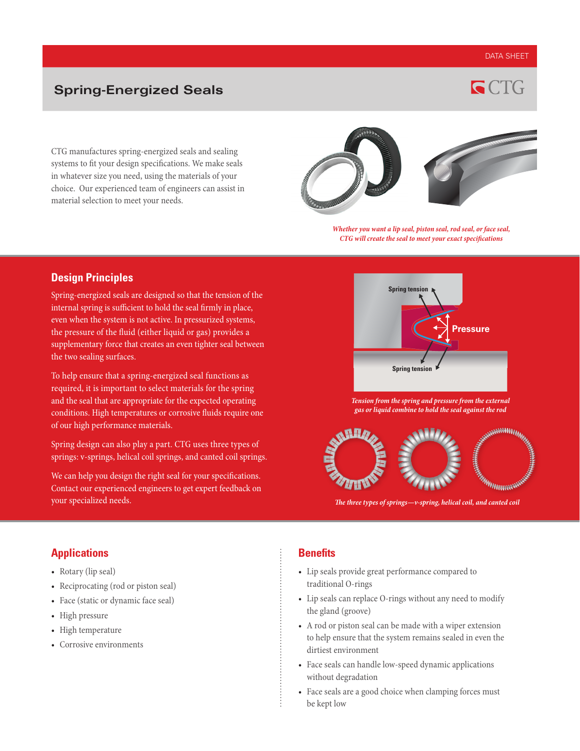DATA SHEET

# Spring-Energized Seals

CTG manufactures spring-energized seals and sealing systems to fit your design specifications. We make seals in whatever size you need, using the materials of your choice. Our experienced team of engineers can assist in material selection to meet your needs.

*Whether you want a lip seal, piston seal, rod seal, or face seal, CTG will create the seal to meet your exact specifications*

## Design Principles

Spring-energized seals are designed so that the tension of the internal spring is sufficient to hold the seal firmly in place, even when the system is not active. In pressurized systems, the pressure of the fluid (either liquid or gas) provides a supplementary force that creates an even tighter seal between the two sealing surfaces.

To help ensure that a spring-energized seal functions as required, it is important to select materials for the spring and the seal that are appropriate for the expected operating conditions. High temperatures or corrosive fluids require one of our high performance materials.

Spring design can also play a part. CTG uses three types of springs: v-springs, helical coil springs, and canted coil springs.

We can help you design the right seal for your specifications. Contact our experienced engineers to get expert feedback on your specialized needs.

Spring tension

Pressure

Spring tension

*Tension from the spring and pressure from the external gas or liquid combine to hold the seal against the rod*

*The three types of springs—v-spring, helical coil, and canted coil*

## Applications

- Rotary (lip seal)
- Reciprocating (rod or piston seal)
- Face (static or dynamic face seal)
- High pressure
- High temperature
- Corrosive environments

## Benefits

- Lip seals provide great performance compared to traditional O-rings
- Lip seals can replace O-rings without any need to modify the gland (groove)
- A rod or piston seal can be made with a wiper extension to help ensure that the system remains sealed in even the dirtiest environment
- Face seals can handle low-speed dynamic applications without degradation
- Face seals are a good choice when clamping forces must be kept low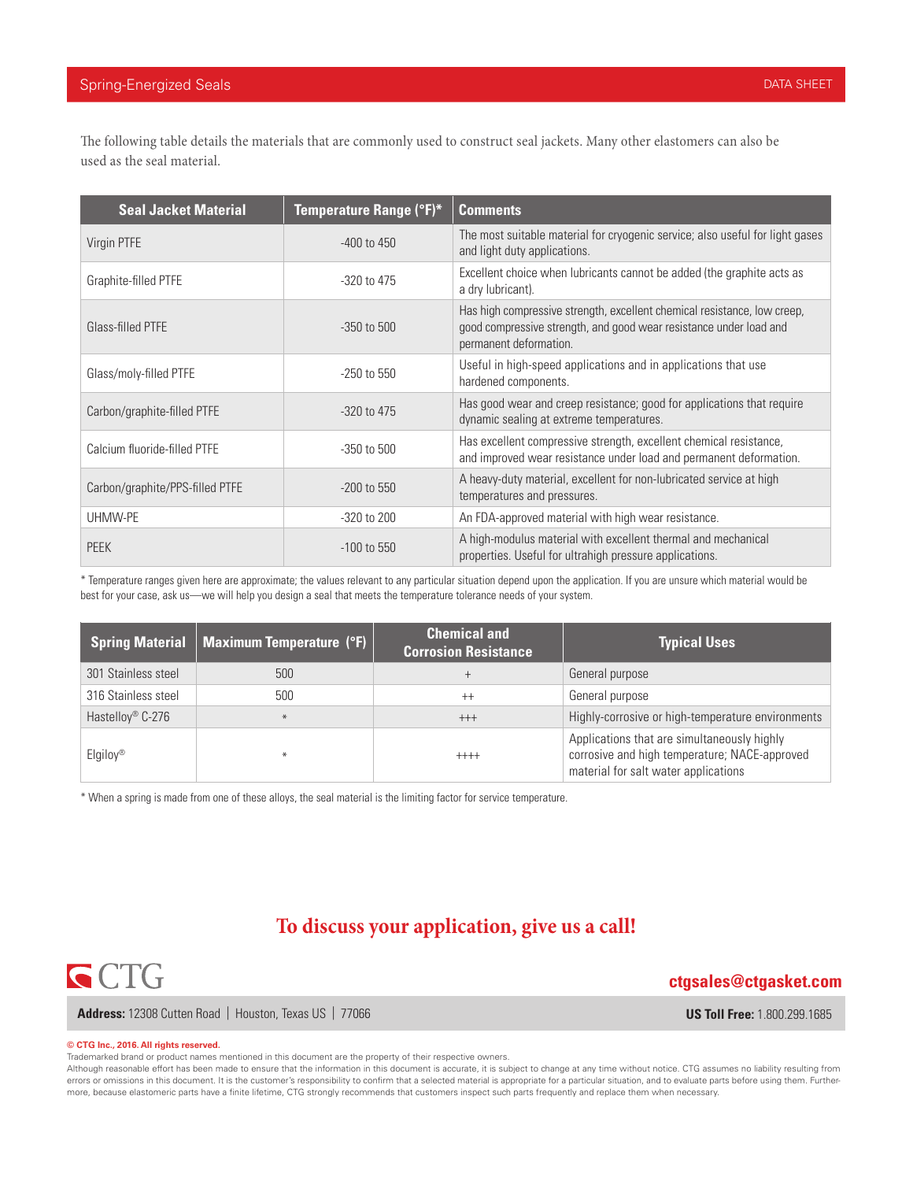The following table details the materials that are commonly used to construct seal jackets. Many other elastomers can also be used as the seal material.

| Seal Jacket Material | Temperature Range (°F)* | Comments |
|---|---|---|
| Virgin PTFE | -400 to 450 | The most suitable material for cryogenic service; also useful for light gases and light duty applications. |
| Graphite-filled PTFE | -320 to 475 | Excellent choice when lubricants cannot be added (the graphite acts as a dry lubricant). |
| Glass-filled PTFE | -350 to 500 | Has high compressive strength, excellent chemical resistance, low creep, good compressive strength, and good wear resistance under load and permanent deformation. |
| Glass/moly-filled PTFE | -250 to 550 | Useful in high-speed applications and in applications that use hardened components. |
| Carbon/graphite-filled PTFE | -320 to 475 | Has good wear and creep resistance; good for applications that require dynamic sealing at extreme temperatures. |
| Calcium fluoride-filled PTFE | -350 to 500 | Has excellent compressive strength, excellent chemical resistance, and improved wear resistance under load and permanent deformation. |
| Carbon/graphite/PPS-filled PTFE | -200 to 550 | A heavy-duty material, excellent for non-lubricated service at high temperatures and pressures. |
| UHMW-PE | -320 to 200 | An FDA-approved material with high wear resistance. |
| PEEK | -100 to 550 | A high-modulus material with excellent thermal and mechanical properties. Useful for ultrahigh pressure applications. |

* Temperature ranges given here are approximate; the values relevant to any particular situation depend upon the application. If you are unsure which material would be best for your case, ask us—we will help you design a seal that meets the temperature tolerance needs of your system.

| Spring Material | Maximum Temperature (°F) | Chemical and Corrosion Resistance | Typical Uses |
|---|---|---|---|
| 301 Stainless steel | 500 | + | General purpose |
| 316 Stainless steel | 500 | ++ | General purpose |
| Hastelloy® C-276 | * | +++ | Highly-corrosive or high-temperature environments |
| Elgiloy® | * | ++++ | Applications that are simultaneously highly corrosive and high temperature; NACE-approved material for salt water applications |

* When a spring is made from one of these alloys, the seal material is the limiting factor for service temperature.

## To discuss your application, give us a call!

CTG

ctgsales@ctgasket.com

**Address:** 12308 Cutten Road | Houston, Texas US | 77066

**US Toll Free:** 1.800.299.1685

**© CTG Inc., 2016. All rights reserved.**

Trademarked brand or product names mentioned in this document are the property of their respective owners.

Although reasonable effort has been made to ensure that the information in this document is accurate, it is subject to change at any time without notice. CTG assumes no liability resulting from errors or omissions in this document. It is the customer's responsibility to confirm that a selected material is appropriate for a particular situation, and to evaluate parts before using them. Furthermore, because elastomeric parts have a finite lifetime, CTG strongly recommends that customers inspect such parts frequently and replace them when necessary.